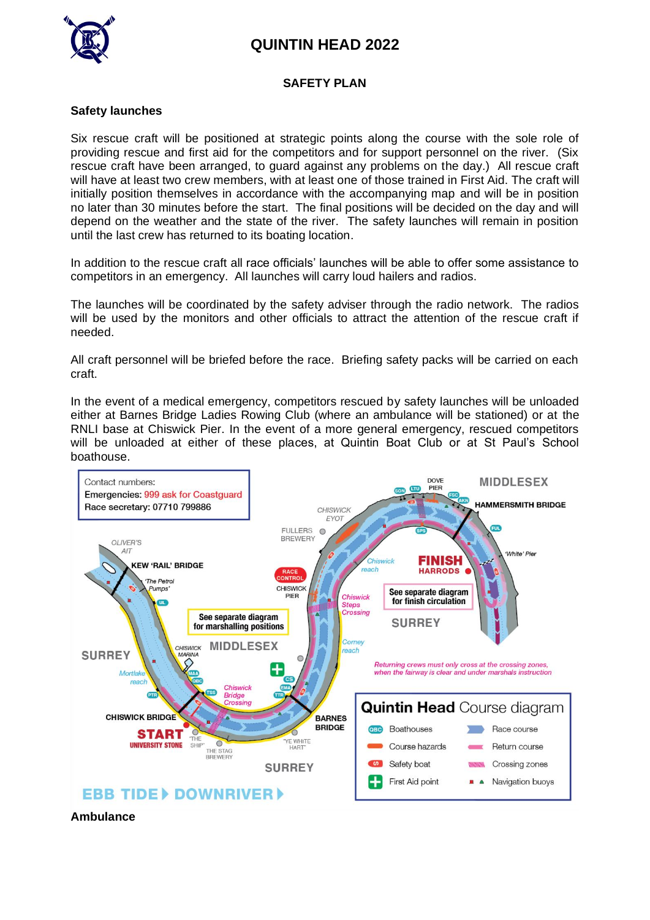# QUINTIN HEAD 2022

## SAFETY PLAN

### Safety launches

Six rescue craft will be positioned at strategic points along the course with the sole role of providing rescue and first aid for the competitors and for support personnel on the river. (Six rescue craft have been arranged, to guard against any problems on the day.) All rescue craft will have at least two crew members, with at least one of those trained in First Aid. The craft will initially position themselves in accordance with the accompanying map and will be in position no later than 30 minutes before the start. The final positions will be decided on the day and will depend on the weather and the state of the river. The safety launches will remain in position until the last crew has returned to its boating location.

In addition to the rescue craft all race officials' launches will be able to offer some assistance to competitors in an emergency. All launches will carry loud hailers and radios.

The launches will be coordinated by the safety adviser through the radio network. The radios will be used by the monitors and other officials to attract the attention of the rescue craft if needed.

All craft personnel will be briefed before the race. Briefing safety packs will be carried on each craft.

In the event of a medical emergency, competitors rescued by safety launches will be unloaded either at Barnes Bridge Ladies Rowing Club (where an ambulance will be stationed) or at the RNLI base at Chiswick Pier. In the event of a more general emergency, rescued competitors will be unloaded at either of these places, at Quintin Boat Club or at St Paul's School boathouse.

Contact numbers:
Emergencies: 999 ask for Coastguard
Race secretary: 07710 799886

Quintin Head Course diagram

Boathouses
Course hazards
Safety boat
First Aid point
Race course
Return course
Crossing zones
Navigation buoys

START
UNIVERSITY STONE
FINISH
HARRODS
RACE CONTROL
See separate diagram for marshalling positions
See separate diagram for finish circulation
Returning crews must only cross at the crossing zones, when the fairway is clear and under marshals instruction
EBB TIDE ▶ DOWNRIVER ▶

MIDDLESEX
SURREY
OLIVER'S AIT
KEW 'RAIL' BRIDGE
'The Petrol Pumps'
CHISWICK MARINA
Mortlake reach
CHISWICK BRIDGE
'THE SHIP'
THE STAG BREWERY
Chiswick Bridge Crossing
'YE WHITE HART'
BARNES BRIDGE
Corney reach
Chiswick Steps Crossing
CHISWICK PIER
FULLERS BREWERY
CHISWICK EYOT
Chiswick reach
DOVE PIER
HAMMERSMITH BRIDGE
'White' Pier

SON LTU FSC AKN FUL SPS UL MAA QBC TSS PTR CS EMA TTR

### Ambulance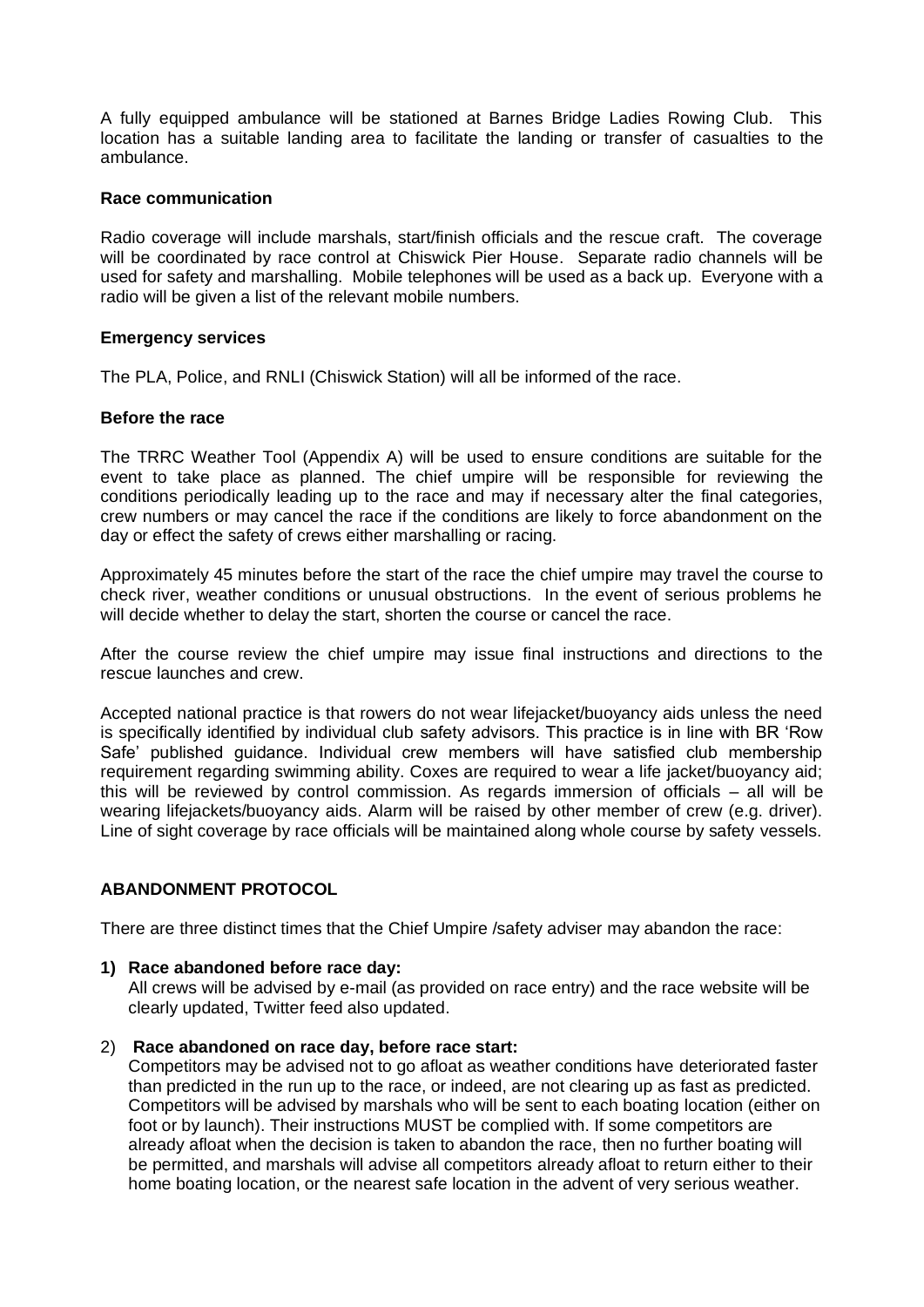A fully equipped ambulance will be stationed at Barnes Bridge Ladies Rowing Club. This location has a suitable landing area to facilitate the landing or transfer of casualties to the ambulance.

**Race communication**

Radio coverage will include marshals, start/finish officials and the rescue craft. The coverage will be coordinated by race control at Chiswick Pier House. Separate radio channels will be used for safety and marshalling. Mobile telephones will be used as a back up. Everyone with a radio will be given a list of the relevant mobile numbers.

**Emergency services**

The PLA, Police, and RNLI (Chiswick Station) will all be informed of the race.

**Before the race**

The TRRC Weather Tool (Appendix A) will be used to ensure conditions are suitable for the event to take place as planned. The chief umpire will be responsible for reviewing the conditions periodically leading up to the race and may if necessary alter the final categories, crew numbers or may cancel the race if the conditions are likely to force abandonment on the day or effect the safety of crews either marshalling or racing.

Approximately 45 minutes before the start of the race the chief umpire may travel the course to check river, weather conditions or unusual obstructions. In the event of serious problems he will decide whether to delay the start, shorten the course or cancel the race.

After the course review the chief umpire may issue final instructions and directions to the rescue launches and crew.

Accepted national practice is that rowers do not wear lifejacket/buoyancy aids unless the need is specifically identified by individual club safety advisors. This practice is in line with BR 'Row Safe' published guidance. Individual crew members will have satisfied club membership requirement regarding swimming ability. Coxes are required to wear a life jacket/buoyancy aid; this will be reviewed by control commission. As regards immersion of officials – all will be wearing lifejackets/buoyancy aids. Alarm will be raised by other member of crew (e.g. driver). Line of sight coverage by race officials will be maintained along whole course by safety vessels.

**ABANDONMENT PROTOCOL**

There are three distinct times that the Chief Umpire /safety adviser may abandon the race:

1) **Race abandoned before race day:**
   All crews will be advised by e-mail (as provided on race entry) and the race website will be clearly updated, Twitter feed also updated.

2) **Race abandoned on race day, before race start:**
   Competitors may be advised not to go afloat as weather conditions have deteriorated faster than predicted in the run up to the race, or indeed, are not clearing up as fast as predicted. Competitors will be advised by marshals who will be sent to each boating location (either on foot or by launch). Their instructions MUST be complied with. If some competitors are already afloat when the decision is taken to abandon the race, then no further boating will be permitted, and marshals will advise all competitors already afloat to return either to their home boating location, or the nearest safe location in the advent of very serious weather.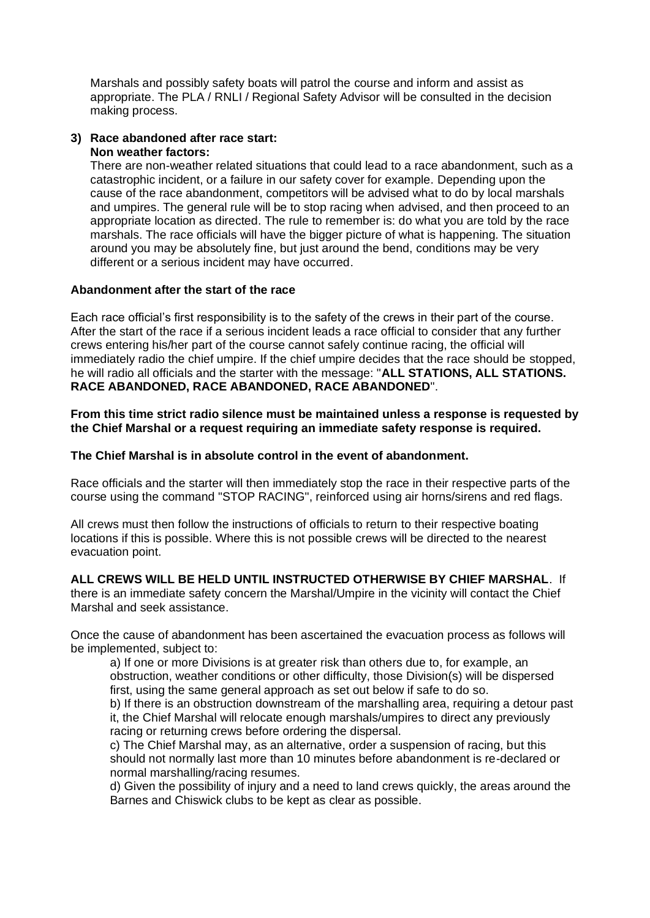Marshals and possibly safety boats will patrol the course and inform and assist as appropriate. The PLA / RNLI / Regional Safety Advisor will be consulted in the decision making process.

**3) Race abandoned after race start:**
**Non weather factors:**

There are non-weather related situations that could lead to a race abandonment, such as a catastrophic incident, or a failure in our safety cover for example. Depending upon the cause of the race abandonment, competitors will be advised what to do by local marshals and umpires. The general rule will be to stop racing when advised, and then proceed to an appropriate location as directed. The rule to remember is: do what you are told by the race marshals. The race officials will have the bigger picture of what is happening. The situation around you may be absolutely fine, but just around the bend, conditions may be very different or a serious incident may have occurred.

**Abandonment after the start of the race**

Each race official's first responsibility is to the safety of the crews in their part of the course. After the start of the race if a serious incident leads a race official to consider that any further crews entering his/her part of the course cannot safely continue racing, the official will immediately radio the chief umpire. If the chief umpire decides that the race should be stopped, he will radio all officials and the starter with the message: "**ALL STATIONS, ALL STATIONS. RACE ABANDONED, RACE ABANDONED, RACE ABANDONED**".

**From this time strict radio silence must be maintained unless a response is requested by the Chief Marshal or a request requiring an immediate safety response is required.**

**The Chief Marshal is in absolute control in the event of abandonment.**

Race officials and the starter will then immediately stop the race in their respective parts of the course using the command "STOP RACING", reinforced using air horns/sirens and red flags.

All crews must then follow the instructions of officials to return to their respective boating locations if this is possible. Where this is not possible crews will be directed to the nearest evacuation point.

**ALL CREWS WILL BE HELD UNTIL INSTRUCTED OTHERWISE BY CHIEF MARSHAL**. If there is an immediate safety concern the Marshal/Umpire in the vicinity will contact the Chief Marshal and seek assistance.

Once the cause of abandonment has been ascertained the evacuation process as follows will be implemented, subject to:

a) If one or more Divisions is at greater risk than others due to, for example, an obstruction, weather conditions or other difficulty, those Division(s) will be dispersed first, using the same general approach as set out below if safe to do so.

b) If there is an obstruction downstream of the marshalling area, requiring a detour past it, the Chief Marshal will relocate enough marshals/umpires to direct any previously racing or returning crews before ordering the dispersal.

c) The Chief Marshal may, as an alternative, order a suspension of racing, but this should not normally last more than 10 minutes before abandonment is re-declared or normal marshalling/racing resumes.

d) Given the possibility of injury and a need to land crews quickly, the areas around the Barnes and Chiswick clubs to be kept as clear as possible.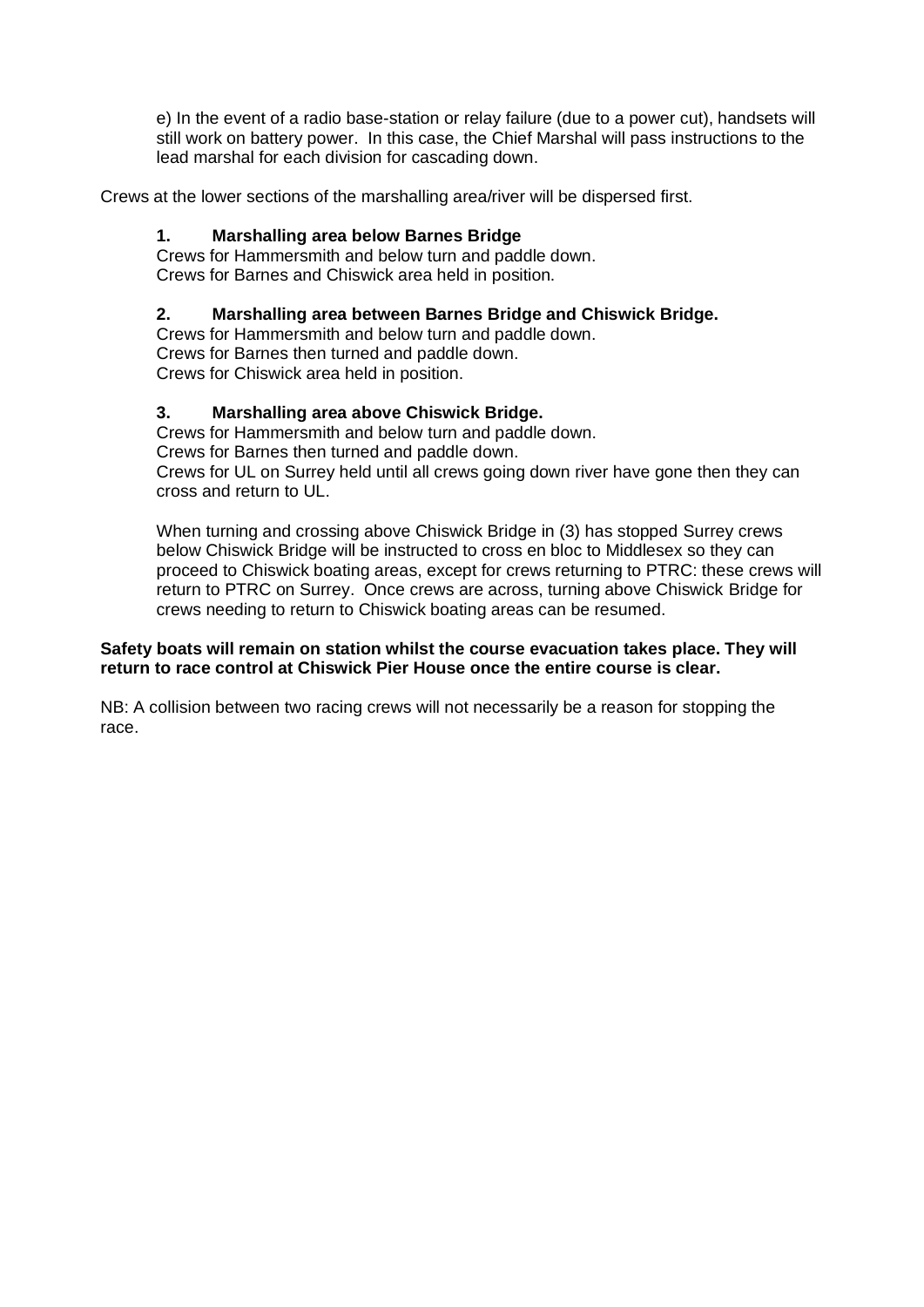e) In the event of a radio base-station or relay failure (due to a power cut), handsets will still work on battery power. In this case, the Chief Marshal will pass instructions to the lead marshal for each division for cascading down.

Crews at the lower sections of the marshalling area/river will be dispersed first.

**1. Marshalling area below Barnes Bridge**

Crews for Hammersmith and below turn and paddle down.
Crews for Barnes and Chiswick area held in position.

**2. Marshalling area between Barnes Bridge and Chiswick Bridge.**

Crews for Hammersmith and below turn and paddle down.
Crews for Barnes then turned and paddle down.
Crews for Chiswick area held in position.

**3. Marshalling area above Chiswick Bridge.**

Crews for Hammersmith and below turn and paddle down.
Crews for Barnes then turned and paddle down.
Crews for UL on Surrey held until all crews going down river have gone then they can cross and return to UL.

When turning and crossing above Chiswick Bridge in (3) has stopped Surrey crews below Chiswick Bridge will be instructed to cross en bloc to Middlesex so they can proceed to Chiswick boating areas, except for crews returning to PTRC: these crews will return to PTRC on Surrey. Once crews are across, turning above Chiswick Bridge for crews needing to return to Chiswick boating areas can be resumed.

**Safety boats will remain on station whilst the course evacuation takes place. They will return to race control at Chiswick Pier House once the entire course is clear.**

NB: A collision between two racing crews will not necessarily be a reason for stopping the race.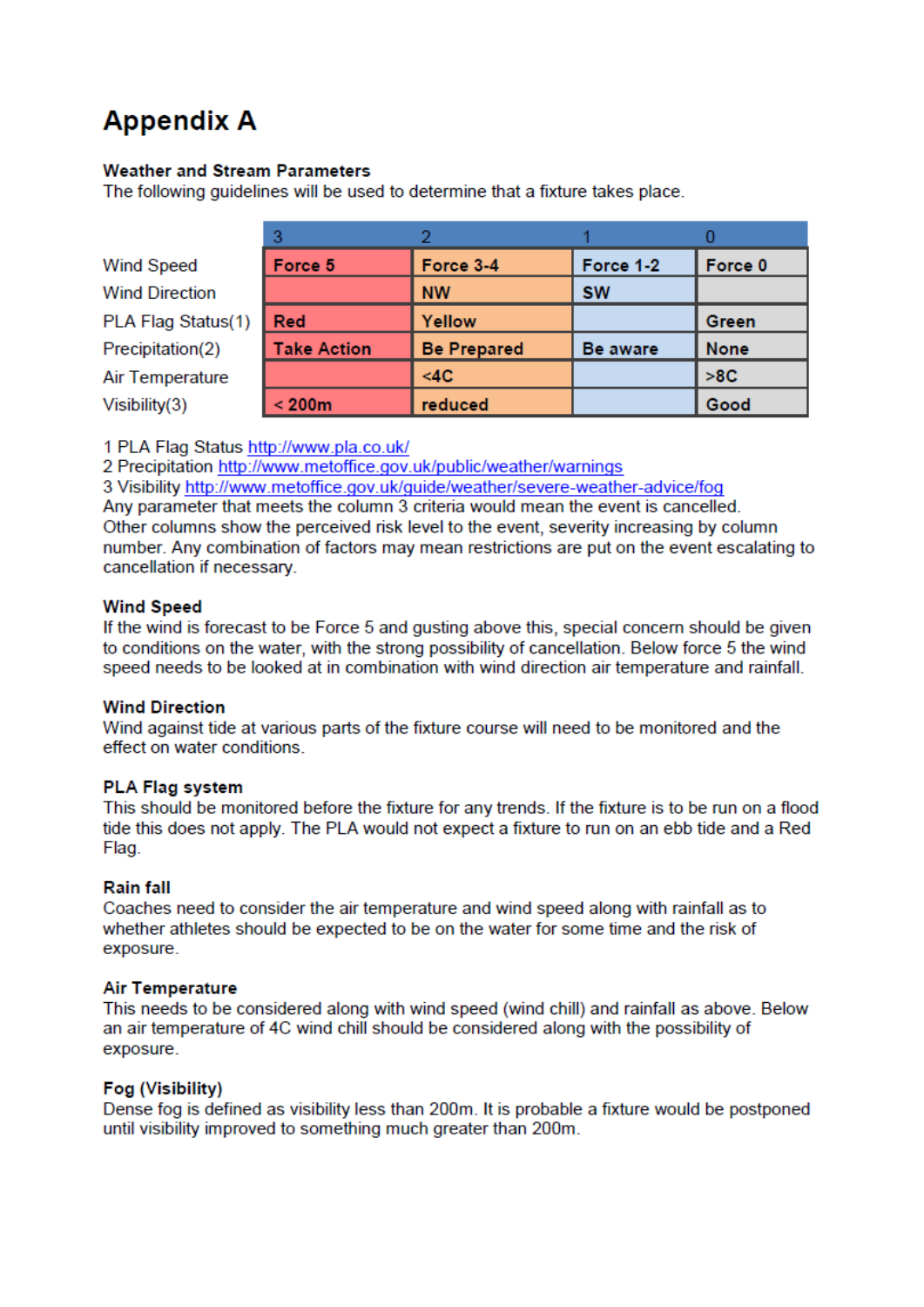# Appendix A

**Weather and Stream Parameters**

The following guidelines will be used to determine that a fixture takes place.

| | 3 | 2 | 1 | 0 |
|---|---|---|---|---|
| Wind Speed | Force 5 | Force 3-4 | Force 1-2 | Force 0 |
| Wind Direction | | NW | SW | |
| PLA Flag Status(1) | Red | Yellow | | Green |
| Precipitation(2) | Take Action | Be Prepared | Be aware | None |
| Air Temperature | | <4C | | >8C |
| Visibility(3) | < 200m | reduced | | Good |

1 PLA Flag Status http://www.pla.co.uk/
2 Precipitation http://www.metoffice.gov.uk/public/weather/warnings
3 Visibility http://www.metoffice.gov.uk/guide/weather/severe-weather-advice/fog

Any parameter that meets the column 3 criteria would mean the event is cancelled. Other columns show the perceived risk level to the event, severity increasing by column number. Any combination of factors may mean restrictions are put on the event escalating to cancellation if necessary.

**Wind Speed**

If the wind is forecast to be Force 5 and gusting above this, special concern should be given to conditions on the water, with the strong possibility of cancellation. Below force 5 the wind speed needs to be looked at in combination with wind direction air temperature and rainfall.

**Wind Direction**

Wind against tide at various parts of the fixture course will need to be monitored and the effect on water conditions.

**PLA Flag system**

This should be monitored before the fixture for any trends. If the fixture is to be run on a flood tide this does not apply. The PLA would not expect a fixture to run on an ebb tide and a Red Flag.

**Rain fall**

Coaches need to consider the air temperature and wind speed along with rainfall as to whether athletes should be expected to be on the water for some time and the risk of exposure.

**Air Temperature**

This needs to be considered along with wind speed (wind chill) and rainfall as above. Below an air temperature of 4C wind chill should be considered along with the possibility of exposure.

**Fog (Visibility)**

Dense fog is defined as visibility less than 200m. It is probable a fixture would be postponed until visibility improved to something much greater than 200m.